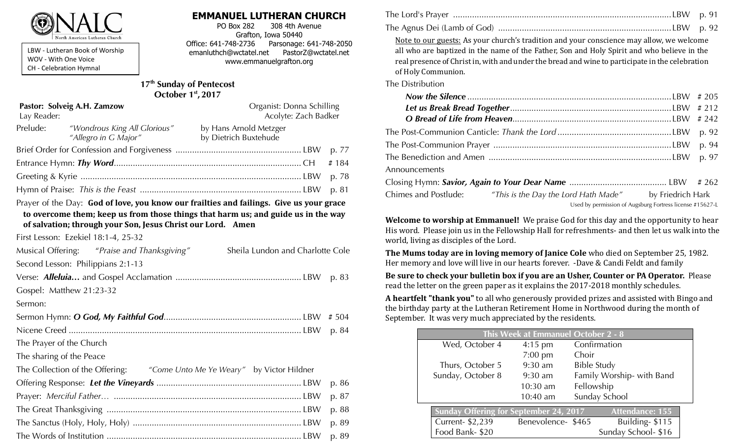NALC
North American Lutheran Church

LBW - Lutheran Book of Worship
WOV - With One Voice
CH - Celebration Hymnal

# EMMANUEL LUTHERAN CHURCH

PO Box 282 308 4th Avenue
Grafton, Iowa 50440
Office: 641-748-2736 Parsonage: 641-748-2050
emanluthch@wctatel.net PastorZ@wctatel.net
www.emmanuelgrafton.org

## 17th Sunday of Pentecost
## October 1st, 2017

**Pastor: Solveig A.H. Zamzow** Organist: Donna Schilling
Lay Reader: Acolyte: Zach Badker

Prelude: *"Wondrous King All Glorious"* by Hans Arnold Metzger
*"Allegro in G Major"* by Dietrich Buxtehude

Brief Order for Confession and Forgiveness ........ LBW p. 77

Entrance Hymn: ***Thy Word*** ........ CH # 184

Greeting & Kyrie ........ LBW p. 78

Hymn of Praise: *This is the Feast* ........ LBW p. 81

Prayer of the Day: **God of love, you know our frailties and failings. Give us your grace to overcome them; keep us from those things that harm us; and guide us in the way of salvation; through your Son, Jesus Christ our Lord. Amen**

First Lesson: Ezekiel 18:1-4, 25-32

Musical Offering: *"Praise and Thanksgiving"* Sheila Lundon and Charlotte Cole

Second Lesson: Philippians 2:1-13

Verse: ***Alleluia…*** and Gospel Acclamation ........ LBW p. 83

Gospel: Matthew 21:23-32

Sermon:

Sermon Hymn: ***O God, My Faithful God*** ........ LBW # 504

Nicene Creed ........ LBW p. 84

The Prayer of the Church

The sharing of the Peace

The Collection of the Offering: *"Come Unto Me Ye Weary"* by Victor Hildner

Offering Response: ***Let the Vineyards*** ........ LBW p. 86

Prayer: *Merciful Father…* ........ LBW p. 87

The Great Thanksgiving ........ LBW p. 88

The Sanctus (Holy, Holy, Holy) ........ LBW p. 89

The Words of Institution ........ LBW p. 89

The Lord's Prayer ........ LBW p. 91

The Agnus Dei (Lamb of God) ........ LBW p. 92

Note to our guests: As your church's tradition and your conscience may allow, we welcome all who are baptized in the name of the Father, Son and Holy Spirit and who believe in the real presence of Christ in, with and under the bread and wine to participate in the celebration of Holy Communion.

The Distribution

***Now the Silence*** ........ LBW # 205
***Let us Break Bread Together*** ........ LBW # 212
***O Bread of Life from Heaven*** ........ LBW # 242

The Post-Communion Canticle: *Thank the Lord* ........ LBW p. 92

The Post-Communion Prayer ........ LBW p. 94

The Benediction and Amen ........ LBW p. 97

Announcements

Closing Hymn: ***Savior, Again to Your Dear Name*** ........ LBW # 262

Chimes and Postlude: *"This is the Day the Lord Hath Made"* by Friedrich Hark

Used by permission of Augsburg Fortress license #15627-L

**Welcome to worship at Emmanuel!** We praise God for this day and the opportunity to hear His word. Please join us in the Fellowship Hall for refreshments- and then let us walk into the world, living as disciples of the Lord.

**The Mums today are in loving memory of Janice Cole** who died on September 25, 1982. Her memory and love will live in our hearts forever. -Dave & Candi Feldt and family

**Be sure to check your bulletin box if you are an Usher, Counter or PA Operator.** Please read the letter on the green paper as it explains the 2017-2018 monthly schedules.

**A heartfelt "thank you"** to all who generously provided prizes and assisted with Bingo and the birthday party at the Lutheran Retirement Home in Northwood during the month of September. It was very much appreciated by the residents.

| This Week at Emmanuel October 2 - 8 | | |
|---|---|---|
| Wed, October 4 | 4:15 pm | Confirmation |
| | 7:00 pm | Choir |
| Thurs, October 5 | 9:30 am | Bible Study |
| Sunday, October 8 | 9:30 am | Family Worship- with Band |
| | 10:30 am | Fellowship |
| | 10:40 am | Sunday School |

| Sunday Offering for September 24, 2017 | | Attendance: 155 |
|---|---|---|
| Current- $2,239 | Benevolence- $465 | Building- $115 |
| Food Bank- $20 | | Sunday School- $16 |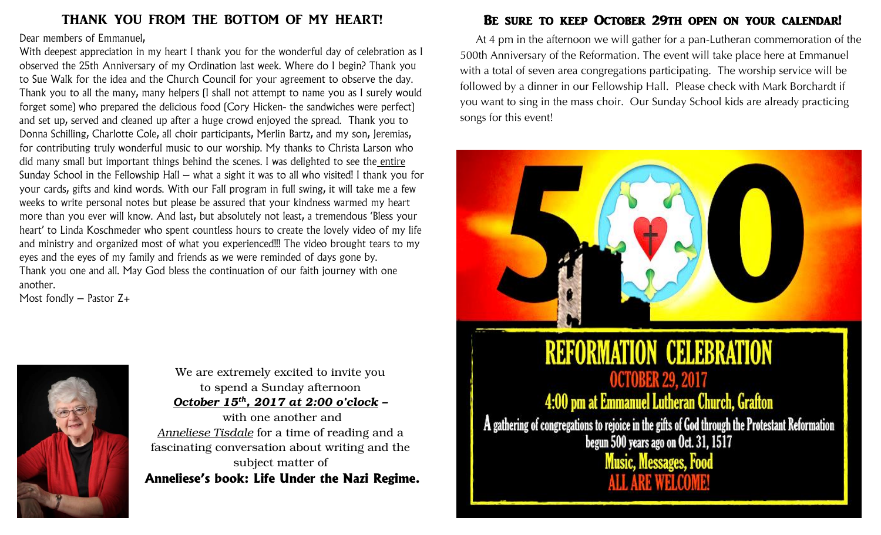## THANK YOU FROM THE BOTTOM OF MY HEART!

Dear members of Emmanuel,

With deepest appreciation in my heart I thank you for the wonderful day of celebration as I observed the 25th Anniversary of my Ordination last week. Where do I begin? Thank you to Sue Walk for the idea and the Church Council for your agreement to observe the day. Thank you to all the many, many helpers (I shall not attempt to name you as I surely would forget some) who prepared the delicious food (Cory Hicken- the sandwiches were perfect) and set up, served and cleaned up after a huge crowd enjoyed the spread. Thank you to Donna Schilling, Charlotte Cole, all choir participants, Merlin Bartz, and my son, Jeremias, for contributing truly wonderful music to our worship. My thanks to Christa Larson who did many small but important things behind the scenes. I was delighted to see the entire Sunday School in the Fellowship Hall – what a sight it was to all who visited! I thank you for your cards, gifts and kind words. With our Fall program in full swing, it will take me a few weeks to write personal notes but please be assured that your kindness warmed my heart more than you ever will know. And last, but absolutely not least, a tremendous 'Bless your heart' to Linda Koschmeder who spent countless hours to create the lovely video of my life and ministry and organized most of what you experienced!!! The video brought tears to my eyes and the eyes of my family and friends as we were reminded of days gone by.

Thank you one and all. May God bless the continuation of our faith journey with one another.

Most fondly – Pastor Z+

We are extremely excited to invite you to spend a Sunday afternoon ***October 15th, 2017 at 2:00 o'clock*** – with one another and *Anneliese Tisdale* for a time of reading and a fascinating conversation about writing and the subject matter of **Anneliese's book: Life Under the Nazi Regime.**

## BE SURE TO KEEP OCTOBER 29TH OPEN ON YOUR CALENDAR!

At 4 pm in the afternoon we will gather for a pan-Lutheran commemoration of the 500th Anniversary of the Reformation. The event will take place here at Emmanuel with a total of seven area congregations participating. The worship service will be followed by a dinner in our Fellowship Hall. Please check with Mark Borchardt if you want to sing in the mass choir. Our Sunday School kids are already practicing songs for this event!

500

**REFORMATION CELEBRATION**

**OCTOBER 29, 2017**

**4:00 pm at Emmanuel Lutheran Church, Grafton**

A gathering of congregations to rejoice in the gifts of God through the Protestant Reformation begun 500 years ago on Oct. 31, 1517

**Music, Messages, Food**

**ALL ARE WELCOME!**